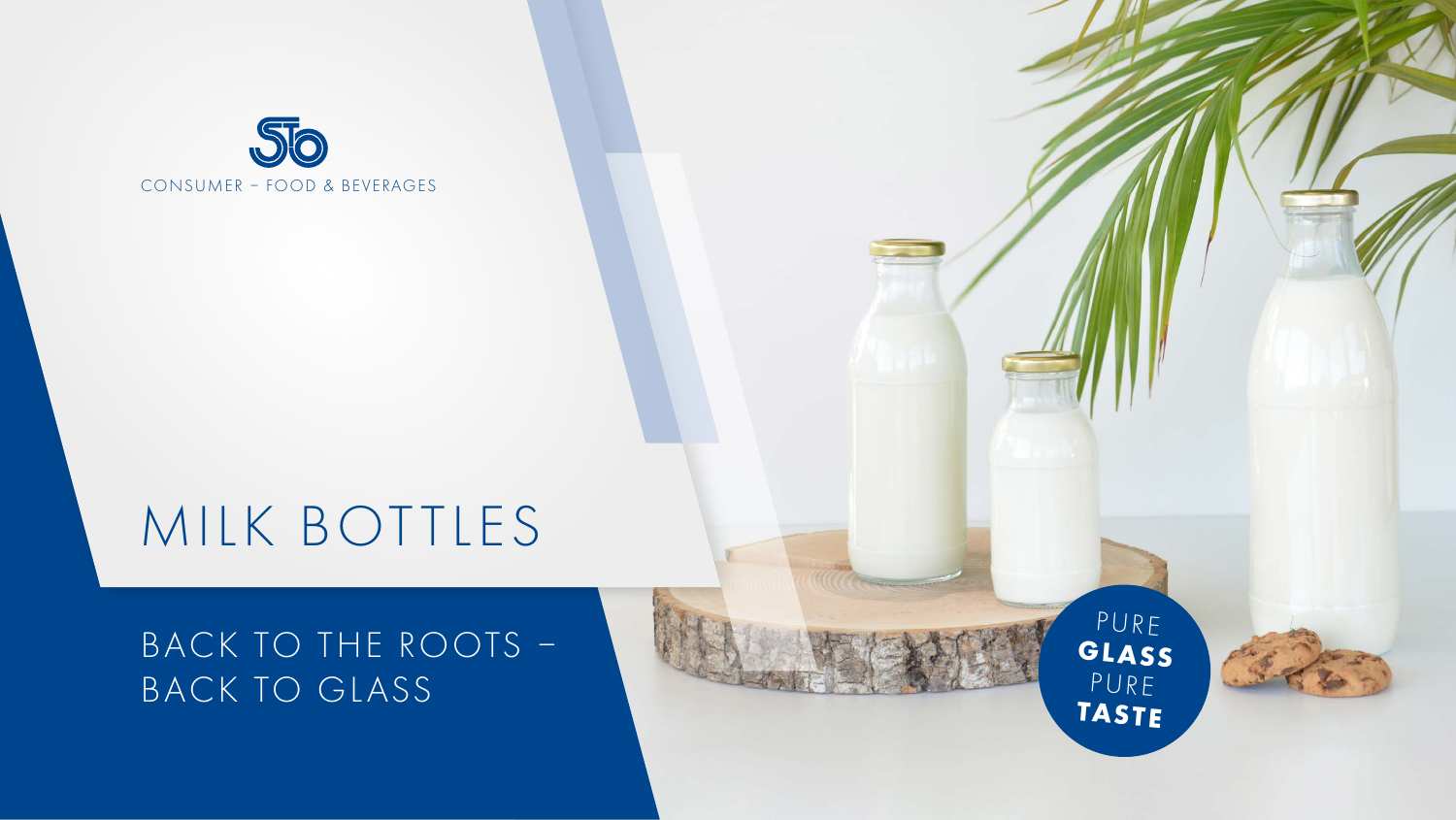CONSUMER – FOOD & BEVERAGES

# MILK BOTTLES

## BACK TO THE ROOTS – BACK TO GLASS

PURE **GLASS** PURE **TASTE**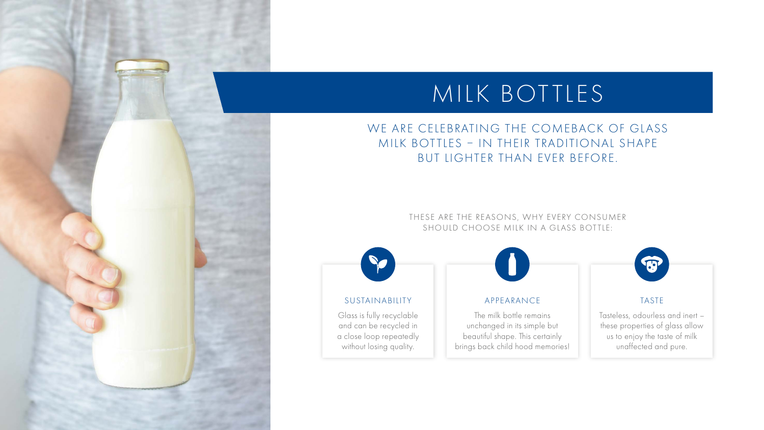# MILK BOTTLES

## WE ARE CELEBRATING THE COMEBACK OF GLASS MILK BOTTLES – IN THEIR TRADITIONAL SHAPE BUT LIGHTER THAN EVER BEFORE.

THESE ARE THE REASONS, WHY EVERY CONSUMER SHOULD CHOOSE MILK IN A GLASS BOTTLE:

### SUSTAINABILITY

Glass is fully recyclable and can be recycled in a close loop repeatedly without losing quality.

### APPEARANCE

The milk bottle remains unchanged in its simple but beautiful shape. This certainly brings back child hood memories!

### TASTE

Tasteless, odourless and inert – these properties of glass allow us to enjoy the taste of milk unaffected and pure.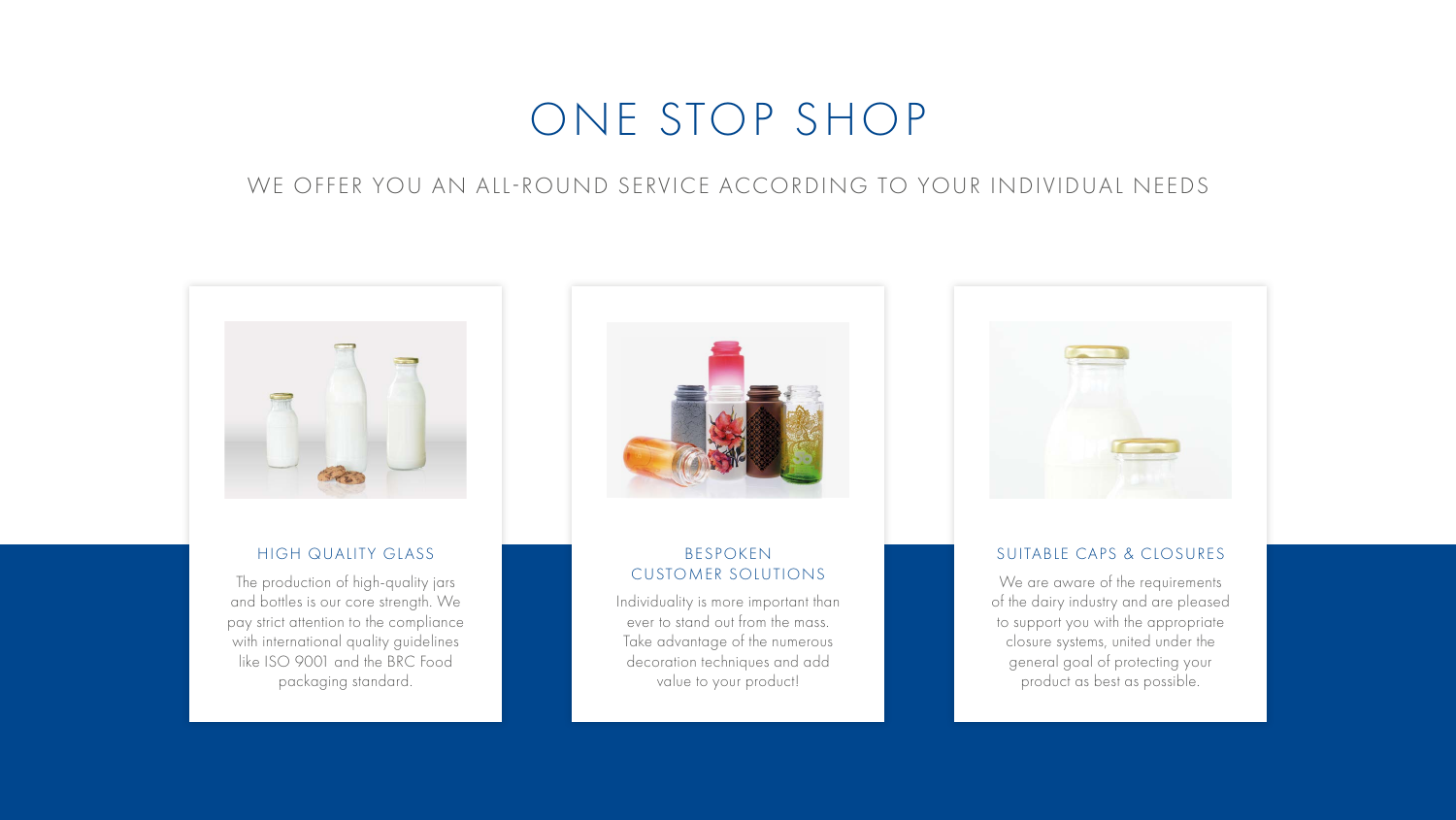# ONE STOP SHOP

WE OFFER YOU AN ALL-ROUND SERVICE ACCORDING TO YOUR INDIVIDUAL NEEDS

### HIGH QUALITY GLASS

The production of high-quality jars and bottles is our core strength. We pay strict attention to the compliance with international quality guidelines like ISO 9001 and the BRC Food packaging standard.

### BESPOKEN CUSTOMER SOLUTIONS

Individuality is more important than ever to stand out from the mass. Take advantage of the numerous decoration techniques and add value to your product!

### SUITABLE CAPS & CLOSURES

We are aware of the requirements of the dairy industry and are pleased to support you with the appropriate closure systems, united under the general goal of protecting your product as best as possible.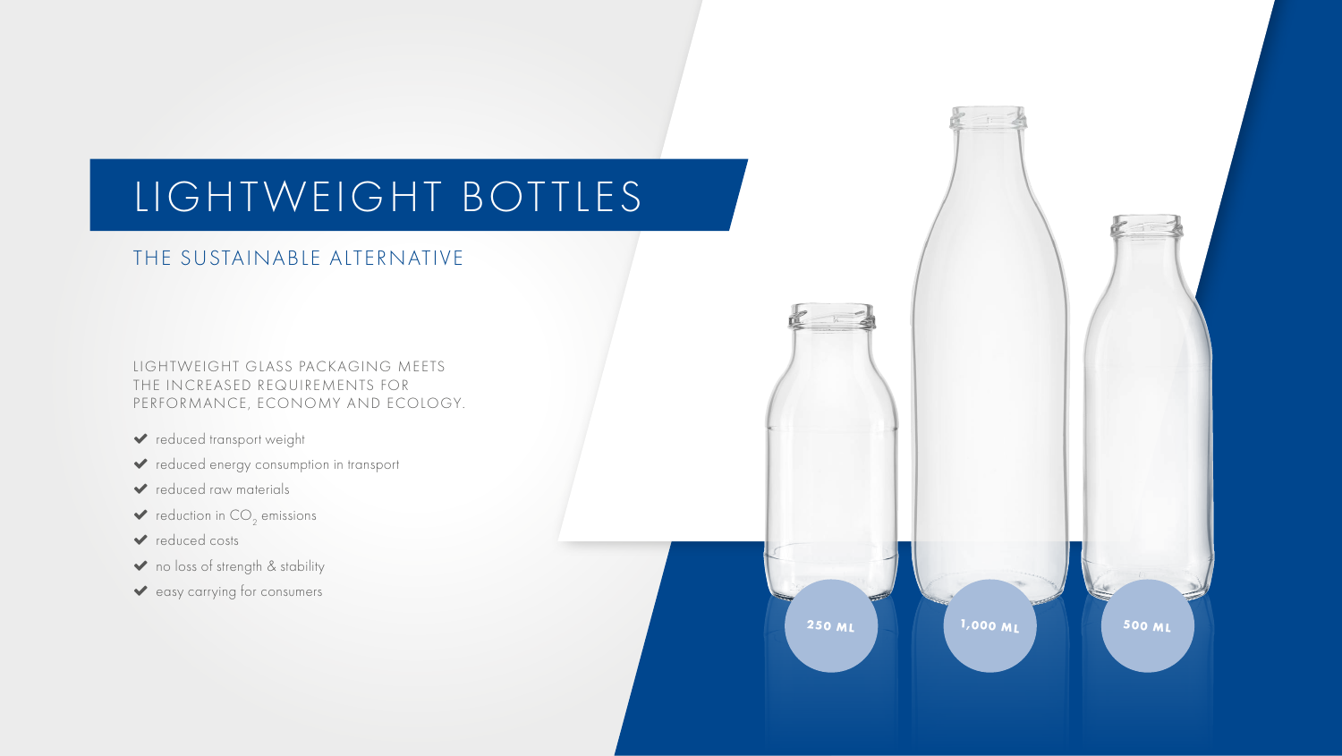# LIGHTWEIGHT BOTTLES

## THE SUSTAINABLE ALTERNATIVE

LIGHTWEIGHT GLASS PACKAGING MEETS THE INCREASED REQUIREMENTS FOR PERFORMANCE, ECONOMY AND ECOLOGY.

- reduced transport weight
- reduced energy consumption in transport
- reduced raw materials
- reduction in $CO_2$ emissions
- reduced costs
- no loss of strength & stability
- easy carrying for consumers

250 ML

1,000 ML

500 ML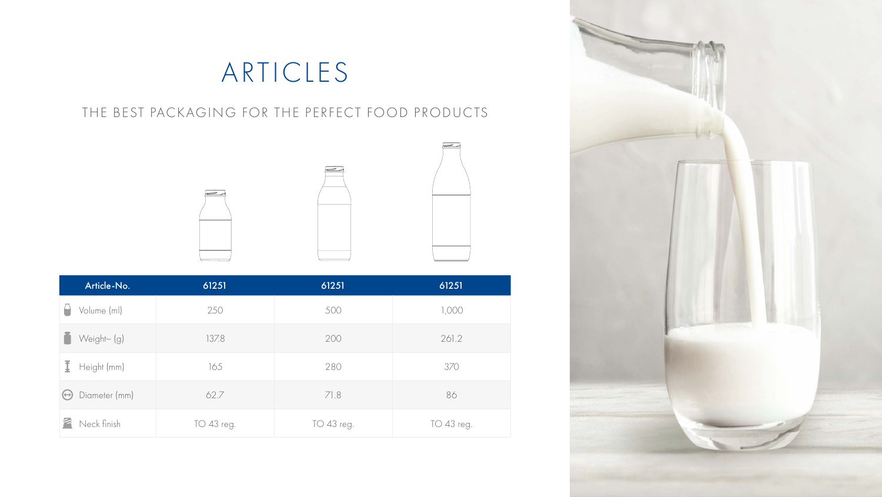# ARTICLES

## THE BEST PACKAGING FOR THE PERFECT FOOD PRODUCTS

| Article-No. | 61251 | 61251 | 61251 |
| --- | --- | --- | --- |
| Volume (ml) | 250 | 500 | 1,000 |
| Weight~ (g) | 137.8 | 200 | 261.2 |
| Height (mm) | 165 | 280 | 370 |
| Diameter (mm) | 62.7 | 71.8 | 86 |
| Neck finish | TO 43 reg. | TO 43 reg. | TO 43 reg. |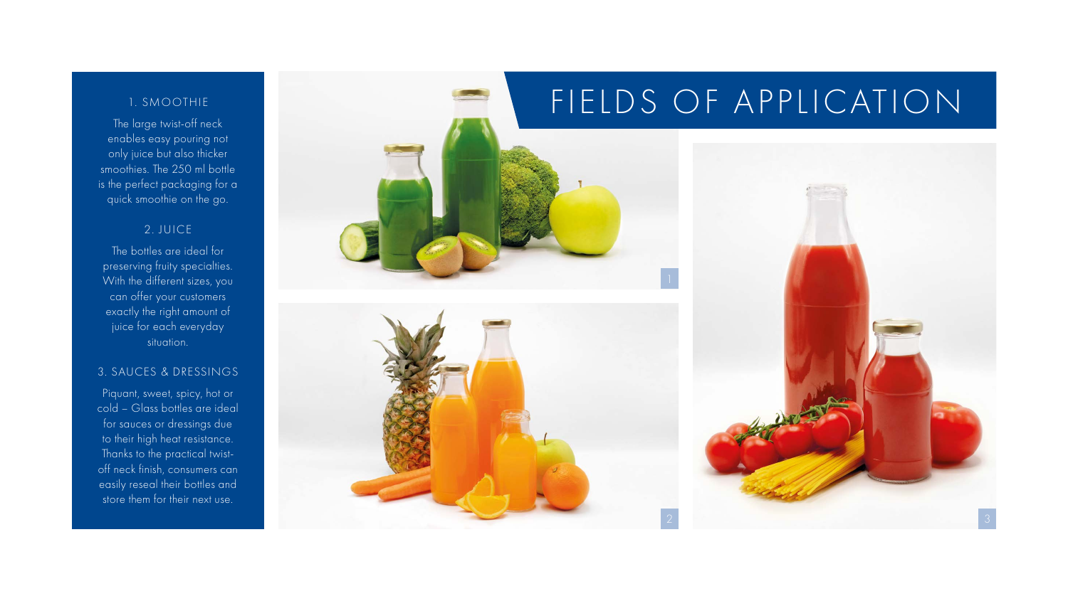# FIELDS OF APPLICATION

### 1. SMOOTHIE

The large twist-off neck enables easy pouring not only juice but also thicker smoothies. The 250 ml bottle is the perfect packaging for a quick smoothie on the go.

### 2. JUICE

The bottles are ideal for preserving fruity specialties. With the different sizes, you can offer your customers exactly the right amount of juice for each everyday situation.

### 3. SAUCES & DRESSINGS

Piquant, sweet, spicy, hot or cold – Glass bottles are ideal for sauces or dressings due to their high heat resistance. Thanks to the practical twist-off neck finish, consumers can easily reseal their bottles and store them for their next use.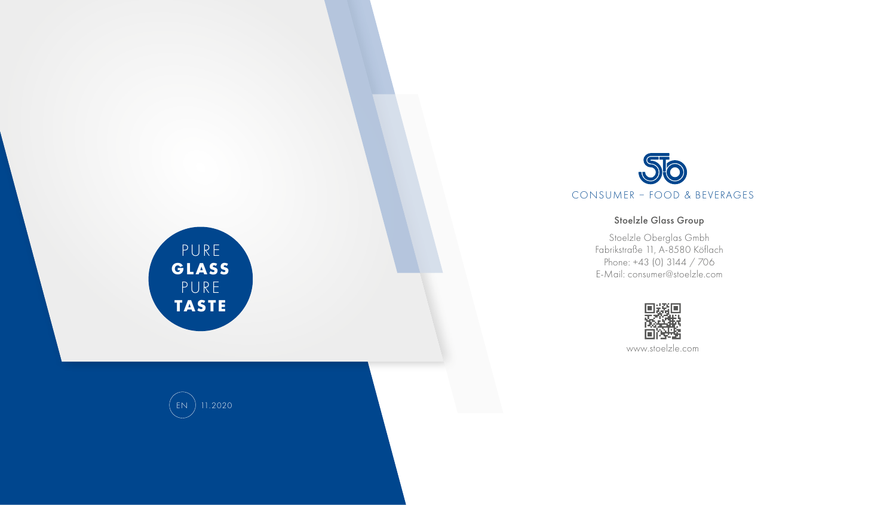PURE
**GLASS**
PURE
**TASTE**

EN 11.2020

CONSUMER – FOOD & BEVERAGES

Stoelzle Glass Group

Stoelzle Oberglas Gmbh
Fabrikstraße 11, A-8580 Köflach
Phone: +43 (0) 3144 / 706
E-Mail: consumer@stoelzle.com

www.stoelzle.com